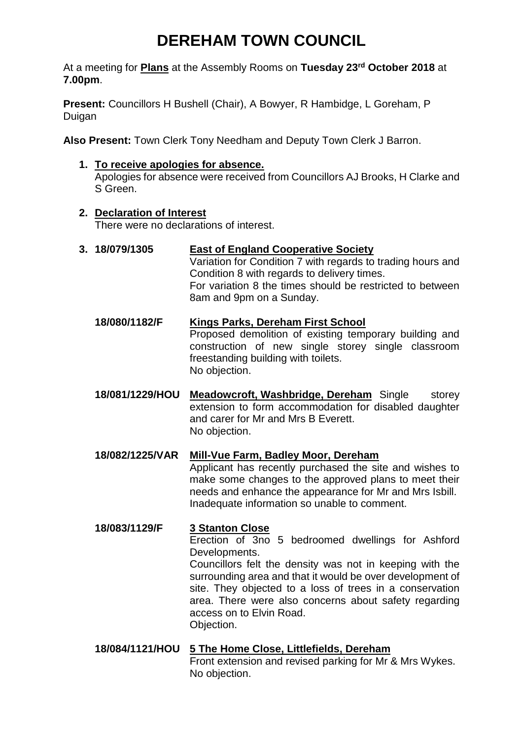# DEREHAM TOWN COUNCIL

At a meeting for **Plans** at the Assembly Rooms on **Tuesday 23rd October 2018** at **7.00pm**.

**Present:** Councillors H Bushell (Chair), A Bowyer, R Hambidge, L Goreham, P Duigan

**Also Present:** Town Clerk Tony Needham and Deputy Town Clerk J Barron.

1. **To receive apologies for absence.**
   Apologies for absence were received from Councillors AJ Brooks, H Clarke and S Green.

2. **Declaration of Interest**
   There were no declarations of interest.

3. **18/079/1305** **East of England Cooperative Society**
   Variation for Condition 7 with regards to trading hours and Condition 8 with regards to delivery times.
   For variation 8 the times should be restricted to between 8am and 9pm on a Sunday.

   **18/080/1182/F** **Kings Parks, Dereham First School**
   Proposed demolition of existing temporary building and construction of new single storey single classroom freestanding building with toilets.
   No objection.

   **18/081/1229/HOU** **Meadowcroft, Washbridge, Dereham** Single storey extension to form accommodation for disabled daughter and carer for Mr and Mrs B Everett.
   No objection.

   **18/082/1225/VAR** **Mill-Vue Farm, Badley Moor, Dereham**
   Applicant has recently purchased the site and wishes to make some changes to the approved plans to meet their needs and enhance the appearance for Mr and Mrs Isbill.
   Inadequate information so unable to comment.

   **18/083/1129/F** **3 Stanton Close**
   Erection of 3no 5 bedroomed dwellings for Ashford Developments.
   Councillors felt the density was not in keeping with the surrounding area and that it would be over development of site. They objected to a loss of trees in a conservation area. There were also concerns about safety regarding access on to Elvin Road.
   Objection.

   **18/084/1121/HOU** **5 The Home Close, Littlefields, Dereham**
   Front extension and revised parking for Mr & Mrs Wykes.
   No objection.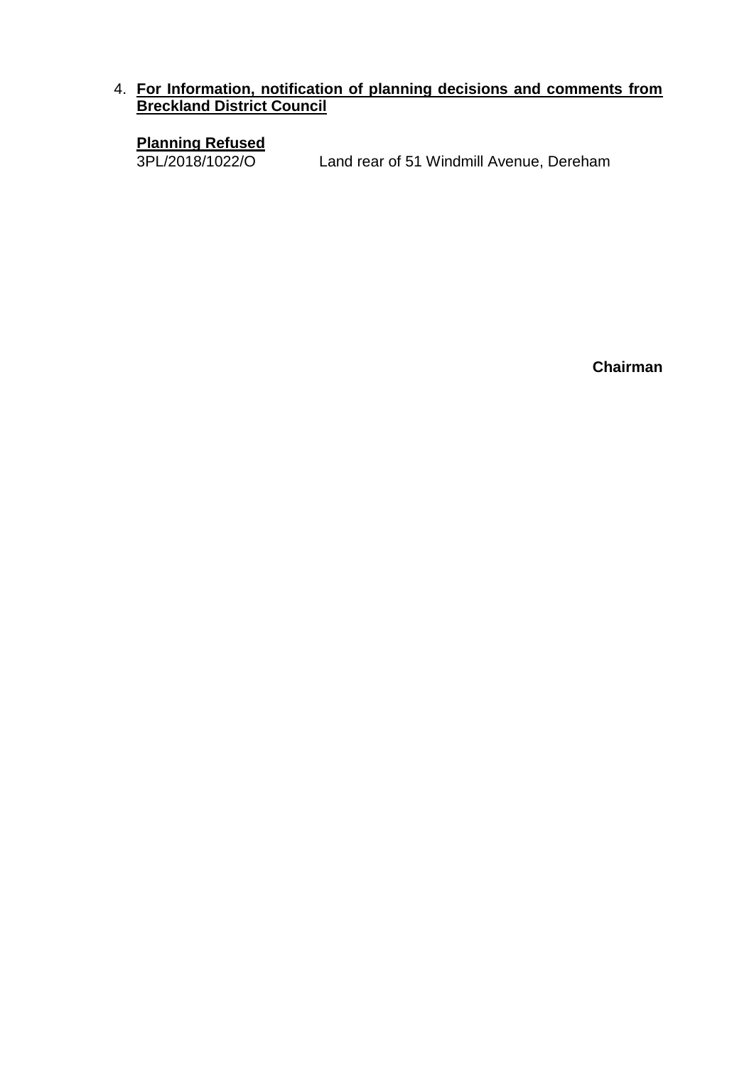4. **For Information, notification of planning decisions and comments from Breckland District Council**

**Planning Refused**

3PL/2018/1022/O Land rear of 51 Windmill Avenue, Dereham

**Chairman**